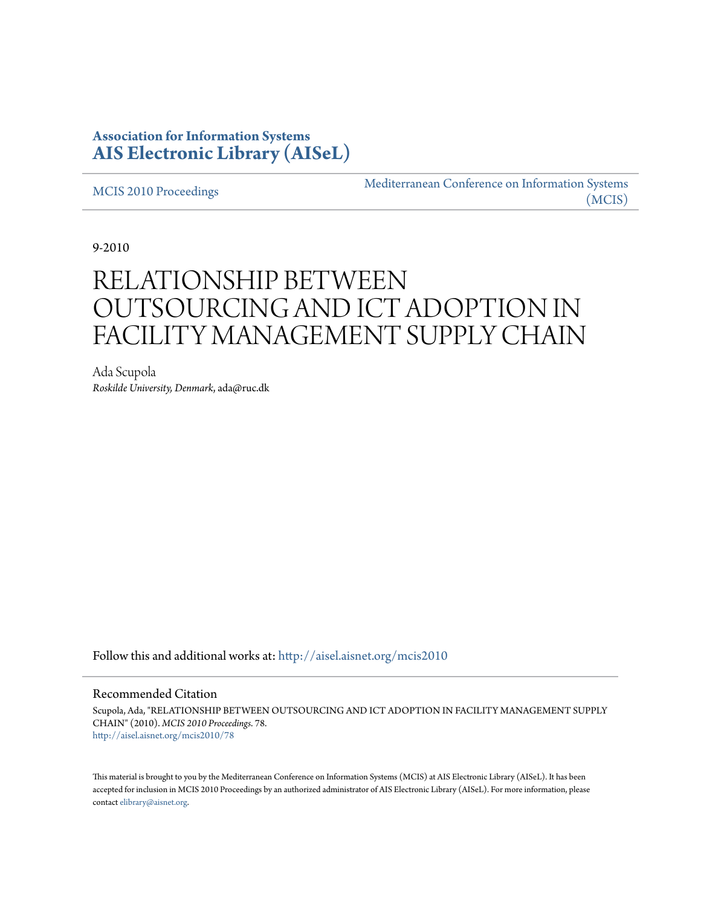**Association for Information Systems**
**AIS Electronic Library (AISeL)**

MCIS 2010 Proceedings

Mediterranean Conference on Information Systems (MCIS)

9-2010

# RELATIONSHIP BETWEEN OUTSOURCING AND ICT ADOPTION IN FACILITY MANAGEMENT SUPPLY CHAIN

Ada Scupola
*Roskilde University, Denmark*, ada@ruc.dk

Follow this and additional works at: http://aisel.aisnet.org/mcis2010

## Recommended Citation

Scupola, Ada, "RELATIONSHIP BETWEEN OUTSOURCING AND ICT ADOPTION IN FACILITY MANAGEMENT SUPPLY CHAIN" (2010). *MCIS 2010 Proceedings*. 78.
http://aisel.aisnet.org/mcis2010/78

This material is brought to you by the Mediterranean Conference on Information Systems (MCIS) at AIS Electronic Library (AISeL). It has been accepted for inclusion in MCIS 2010 Proceedings by an authorized administrator of AIS Electronic Library (AISeL). For more information, please contact elibrary@aisnet.org.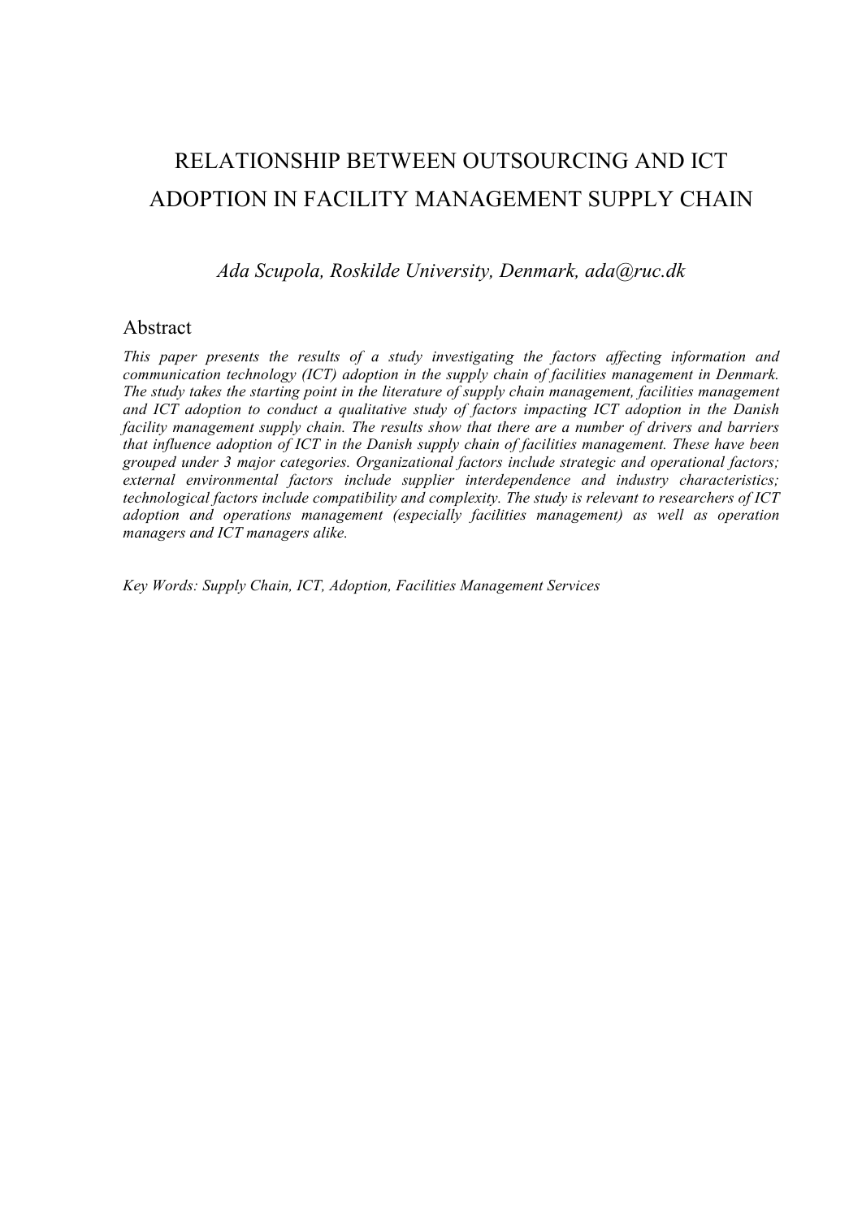# RELATIONSHIP BETWEEN OUTSOURCING AND ICT ADOPTION IN FACILITY MANAGEMENT SUPPLY CHAIN

*Ada Scupola, Roskilde University, Denmark, ada@ruc.dk*

## Abstract

*This paper presents the results of a study investigating the factors affecting information and communication technology (ICT) adoption in the supply chain of facilities management in Denmark. The study takes the starting point in the literature of supply chain management, facilities management and ICT adoption to conduct a qualitative study of factors impacting ICT adoption in the Danish facility management supply chain. The results show that there are a number of drivers and barriers that influence adoption of ICT in the Danish supply chain of facilities management. These have been grouped under 3 major categories. Organizational factors include strategic and operational factors; external environmental factors include supplier interdependence and industry characteristics; technological factors include compatibility and complexity. The study is relevant to researchers of ICT adoption and operations management (especially facilities management) as well as operation managers and ICT managers alike.*

*Key Words: Supply Chain, ICT, Adoption, Facilities Management Services*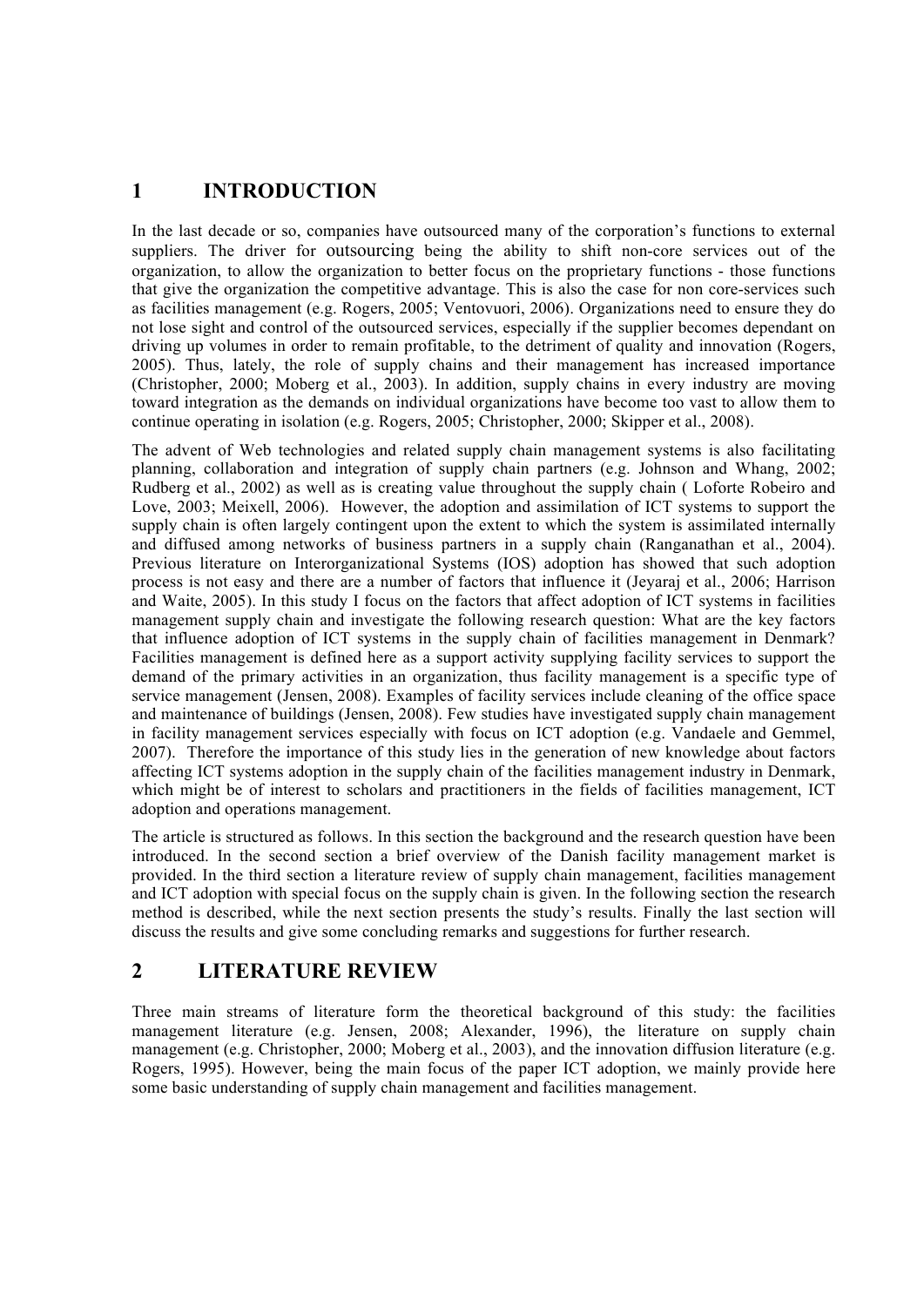# 1 INTRODUCTION

In the last decade or so, companies have outsourced many of the corporation's functions to external suppliers. The driver for outsourcing being the ability to shift non-core services out of the organization, to allow the organization to better focus on the proprietary functions - those functions that give the organization the competitive advantage. This is also the case for non core-services such as facilities management (e.g. Rogers, 2005; Ventovuori, 2006). Organizations need to ensure they do not lose sight and control of the outsourced services, especially if the supplier becomes dependant on driving up volumes in order to remain profitable, to the detriment of quality and innovation (Rogers, 2005). Thus, lately, the role of supply chains and their management has increased importance (Christopher, 2000; Moberg et al., 2003). In addition, supply chains in every industry are moving toward integration as the demands on individual organizations have become too vast to allow them to continue operating in isolation (e.g. Rogers, 2005; Christopher, 2000; Skipper et al., 2008).

The advent of Web technologies and related supply chain management systems is also facilitating planning, collaboration and integration of supply chain partners (e.g. Johnson and Whang, 2002; Rudberg et al., 2002) as well as is creating value throughout the supply chain ( Loforte Robeiro and Love, 2003; Meixell, 2006). However, the adoption and assimilation of ICT systems to support the supply chain is often largely contingent upon the extent to which the system is assimilated internally and diffused among networks of business partners in a supply chain (Ranganathan et al., 2004). Previous literature on Interorganizational Systems (IOS) adoption has showed that such adoption process is not easy and there are a number of factors that influence it (Jeyaraj et al., 2006; Harrison and Waite, 2005). In this study I focus on the factors that affect adoption of ICT systems in facilities management supply chain and investigate the following research question: What are the key factors that influence adoption of ICT systems in the supply chain of facilities management in Denmark? Facilities management is defined here as a support activity supplying facility services to support the demand of the primary activities in an organization, thus facility management is a specific type of service management (Jensen, 2008). Examples of facility services include cleaning of the office space and maintenance of buildings (Jensen, 2008). Few studies have investigated supply chain management in facility management services especially with focus on ICT adoption (e.g. Vandaele and Gemmel, 2007). Therefore the importance of this study lies in the generation of new knowledge about factors affecting ICT systems adoption in the supply chain of the facilities management industry in Denmark, which might be of interest to scholars and practitioners in the fields of facilities management, ICT adoption and operations management.

The article is structured as follows. In this section the background and the research question have been introduced. In the second section a brief overview of the Danish facility management market is provided. In the third section a literature review of supply chain management, facilities management and ICT adoption with special focus on the supply chain is given. In the following section the research method is described, while the next section presents the study's results. Finally the last section will discuss the results and give some concluding remarks and suggestions for further research.

# 2 LITERATURE REVIEW

Three main streams of literature form the theoretical background of this study: the facilities management literature (e.g. Jensen, 2008; Alexander, 1996), the literature on supply chain management (e.g. Christopher, 2000; Moberg et al., 2003), and the innovation diffusion literature (e.g. Rogers, 1995). However, being the main focus of the paper ICT adoption, we mainly provide here some basic understanding of supply chain management and facilities management.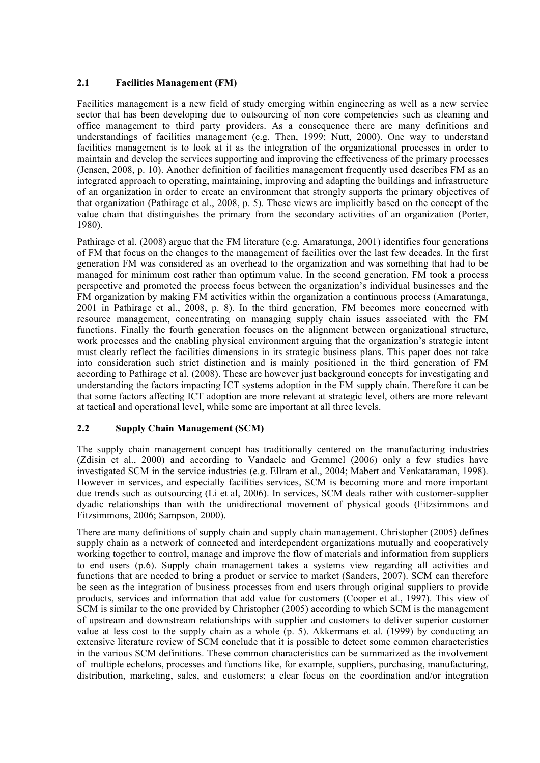## 2.1 Facilities Management (FM)

Facilities management is a new field of study emerging within engineering as well as a new service sector that has been developing due to outsourcing of non core competencies such as cleaning and office management to third party providers. As a consequence there are many definitions and understandings of facilities management (e.g. Then, 1999; Nutt, 2000). One way to understand facilities management is to look at it as the integration of the organizational processes in order to maintain and develop the services supporting and improving the effectiveness of the primary processes (Jensen, 2008, p. 10). Another definition of facilities management frequently used describes FM as an integrated approach to operating, maintaining, improving and adapting the buildings and infrastructure of an organization in order to create an environment that strongly supports the primary objectives of that organization (Pathirage et al., 2008, p. 5). These views are implicitly based on the concept of the value chain that distinguishes the primary from the secondary activities of an organization (Porter, 1980).

Pathirage et al. (2008) argue that the FM literature (e.g. Amaratunga, 2001) identifies four generations of FM that focus on the changes to the management of facilities over the last few decades. In the first generation FM was considered as an overhead to the organization and was something that had to be managed for minimum cost rather than optimum value. In the second generation, FM took a process perspective and promoted the process focus between the organization's individual businesses and the FM organization by making FM activities within the organization a continuous process (Amaratunga, 2001 in Pathirage et al., 2008, p. 8). In the third generation, FM becomes more concerned with resource management, concentrating on managing supply chain issues associated with the FM functions. Finally the fourth generation focuses on the alignment between organizational structure, work processes and the enabling physical environment arguing that the organization's strategic intent must clearly reflect the facilities dimensions in its strategic business plans. This paper does not take into consideration such strict distinction and is mainly positioned in the third generation of FM according to Pathirage et al. (2008). These are however just background concepts for investigating and understanding the factors impacting ICT systems adoption in the FM supply chain. Therefore it can be that some factors affecting ICT adoption are more relevant at strategic level, others are more relevant at tactical and operational level, while some are important at all three levels.

## 2.2 Supply Chain Management (SCM)

The supply chain management concept has traditionally centered on the manufacturing industries (Zdisin et al., 2000) and according to Vandaele and Gemmel (2006) only a few studies have investigated SCM in the service industries (e.g. Ellram et al., 2004; Mabert and Venkataraman, 1998). However in services, and especially facilities services, SCM is becoming more and more important due trends such as outsourcing (Li et al, 2006). In services, SCM deals rather with customer-supplier dyadic relationships than with the unidirectional movement of physical goods (Fitzsimmons and Fitzsimmons, 2006; Sampson, 2000).

There are many definitions of supply chain and supply chain management. Christopher (2005) defines supply chain as a network of connected and interdependent organizations mutually and cooperatively working together to control, manage and improve the flow of materials and information from suppliers to end users (p.6). Supply chain management takes a systems view regarding all activities and functions that are needed to bring a product or service to market (Sanders, 2007). SCM can therefore be seen as the integration of business processes from end users through original suppliers to provide products, services and information that add value for customers (Cooper et al., 1997). This view of SCM is similar to the one provided by Christopher (2005) according to which SCM is the management of upstream and downstream relationships with supplier and customers to deliver superior customer value at less cost to the supply chain as a whole (p. 5). Akkermans et al. (1999) by conducting an extensive literature review of SCM conclude that it is possible to detect some common characteristics in the various SCM definitions. These common characteristics can be summarized as the involvement of multiple echelons, processes and functions like, for example, suppliers, purchasing, manufacturing, distribution, marketing, sales, and customers; a clear focus on the coordination and/or integration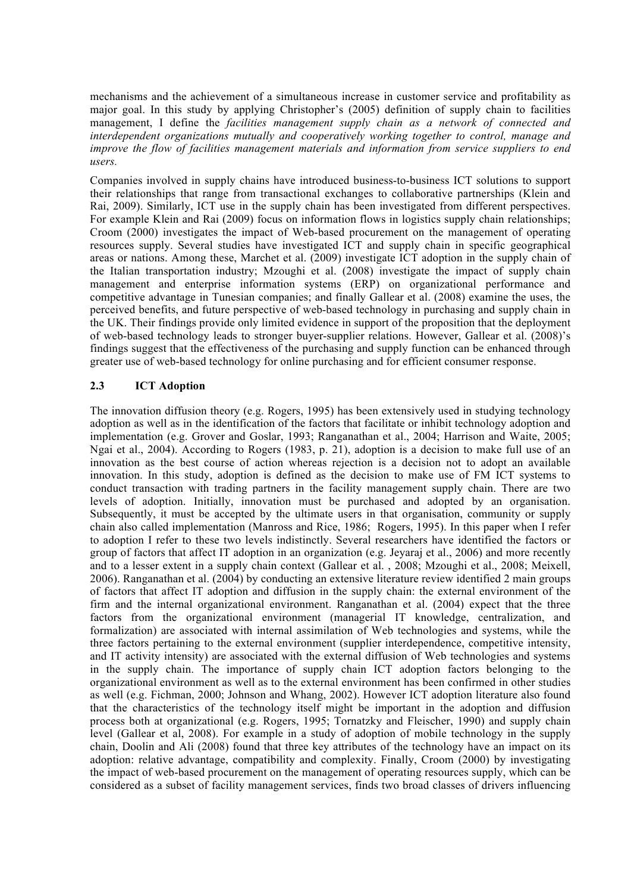mechanisms and the achievement of a simultaneous increase in customer service and profitability as major goal. In this study by applying Christopher's (2005) definition of supply chain to facilities management, I define the *facilities management supply chain as a network of connected and interdependent organizations mutually and cooperatively working together to control, manage and improve the flow of facilities management materials and information from service suppliers to end users.*

Companies involved in supply chains have introduced business-to-business ICT solutions to support their relationships that range from transactional exchanges to collaborative partnerships (Klein and Rai, 2009). Similarly, ICT use in the supply chain has been investigated from different perspectives. For example Klein and Rai (2009) focus on information flows in logistics supply chain relationships; Croom (2000) investigates the impact of Web-based procurement on the management of operating resources supply. Several studies have investigated ICT and supply chain in specific geographical areas or nations. Among these, Marchet et al. (2009) investigate ICT adoption in the supply chain of the Italian transportation industry; Mzoughi et al. (2008) investigate the impact of supply chain management and enterprise information systems (ERP) on organizational performance and competitive advantage in Tunesian companies; and finally Gallear et al. (2008) examine the uses, the perceived benefits, and future perspective of web-based technology in purchasing and supply chain in the UK. Their findings provide only limited evidence in support of the proposition that the deployment of web-based technology leads to stronger buyer-supplier relations. However, Gallear et al. (2008)'s findings suggest that the effectiveness of the purchasing and supply function can be enhanced through greater use of web-based technology for online purchasing and for efficient consumer response.

### 2.3 ICT Adoption

The innovation diffusion theory (e.g. Rogers, 1995) has been extensively used in studying technology adoption as well as in the identification of the factors that facilitate or inhibit technology adoption and implementation (e.g. Grover and Goslar, 1993; Ranganathan et al., 2004; Harrison and Waite, 2005; Ngai et al., 2004). According to Rogers (1983, p. 21), adoption is a decision to make full use of an innovation as the best course of action whereas rejection is a decision not to adopt an available innovation. In this study, adoption is defined as the decision to make use of FM ICT systems to conduct transaction with trading partners in the facility management supply chain. There are two levels of adoption. Initially, innovation must be purchased and adopted by an organisation. Subsequently, it must be accepted by the ultimate users in that organisation, community or supply chain also called implementation (Manross and Rice, 1986; Rogers, 1995). In this paper when I refer to adoption I refer to these two levels indistinctly. Several researchers have identified the factors or group of factors that affect IT adoption in an organization (e.g. Jeyaraj et al., 2006) and more recently and to a lesser extent in a supply chain context (Gallear et al. , 2008; Mzoughi et al., 2008; Meixell, 2006). Ranganathan et al. (2004) by conducting an extensive literature review identified 2 main groups of factors that affect IT adoption and diffusion in the supply chain: the external environment of the firm and the internal organizational environment. Ranganathan et al. (2004) expect that the three factors from the organizational environment (managerial IT knowledge, centralization, and formalization) are associated with internal assimilation of Web technologies and systems, while the three factors pertaining to the external environment (supplier interdependence, competitive intensity, and IT activity intensity) are associated with the external diffusion of Web technologies and systems in the supply chain. The importance of supply chain ICT adoption factors belonging to the organizational environment as well as to the external environment has been confirmed in other studies as well (e.g. Fichman, 2000; Johnson and Whang, 2002). However ICT adoption literature also found that the characteristics of the technology itself might be important in the adoption and diffusion process both at organizational (e.g. Rogers, 1995; Tornatzky and Fleischer, 1990) and supply chain level (Gallear et al, 2008). For example in a study of adoption of mobile technology in the supply chain, Doolin and Ali (2008) found that three key attributes of the technology have an impact on its adoption: relative advantage, compatibility and complexity. Finally, Croom (2000) by investigating the impact of web-based procurement on the management of operating resources supply, which can be considered as a subset of facility management services, finds two broad classes of drivers influencing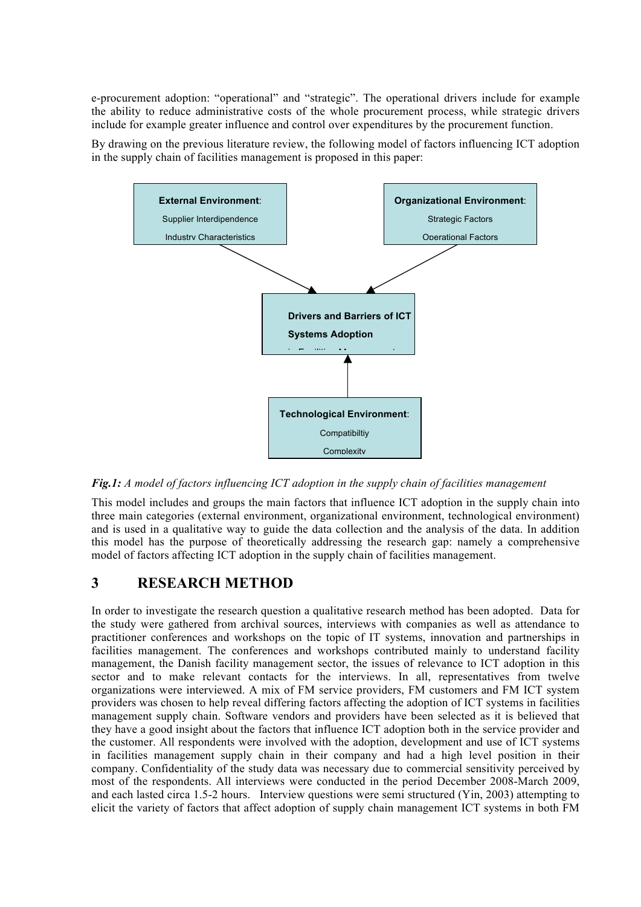e-procurement adoption: "operational" and "strategic". The operational drivers include for example the ability to reduce administrative costs of the whole procurement process, while strategic drivers include for example greater influence and control over expenditures by the procurement function.

By drawing on the previous literature review, the following model of factors influencing ICT adoption in the supply chain of facilities management is proposed in this paper:

**External Environment**:
Supplier Interdipendence
Industry Characteristics

**Organizational Environment**:
Strategic Factors
Operational Factors

**Drivers and Barriers of ICT Systems Adoption**

**Technological Environment**:
Compatibiltiy
Complexity

***Fig.1:*** *A model of factors influencing ICT adoption in the supply chain of facilities management*

This model includes and groups the main factors that influence ICT adoption in the supply chain into three main categories (external environment, organizational environment, technological environment) and is used in a qualitative way to guide the data collection and the analysis of the data. In addition this model has the purpose of theoretically addressing the research gap: namely a comprehensive model of factors affecting ICT adoption in the supply chain of facilities management.

## 3 RESEARCH METHOD

In order to investigate the research question a qualitative research method has been adopted. Data for the study were gathered from archival sources, interviews with companies as well as attendance to practitioner conferences and workshops on the topic of IT systems, innovation and partnerships in facilities management. The conferences and workshops contributed mainly to understand facility management, the Danish facility management sector, the issues of relevance to ICT adoption in this sector and to make relevant contacts for the interviews. In all, representatives from twelve organizations were interviewed. A mix of FM service providers, FM customers and FM ICT system providers was chosen to help reveal differing factors affecting the adoption of ICT systems in facilities management supply chain. Software vendors and providers have been selected as it is believed that they have a good insight about the factors that influence ICT adoption both in the service provider and the customer. All respondents were involved with the adoption, development and use of ICT systems in facilities management supply chain in their company and had a high level position in their company. Confidentiality of the study data was necessary due to commercial sensitivity perceived by most of the respondents. All interviews were conducted in the period December 2008-March 2009, and each lasted circa 1.5-2 hours. Interview questions were semi structured (Yin, 2003) attempting to elicit the variety of factors that affect adoption of supply chain management ICT systems in both FM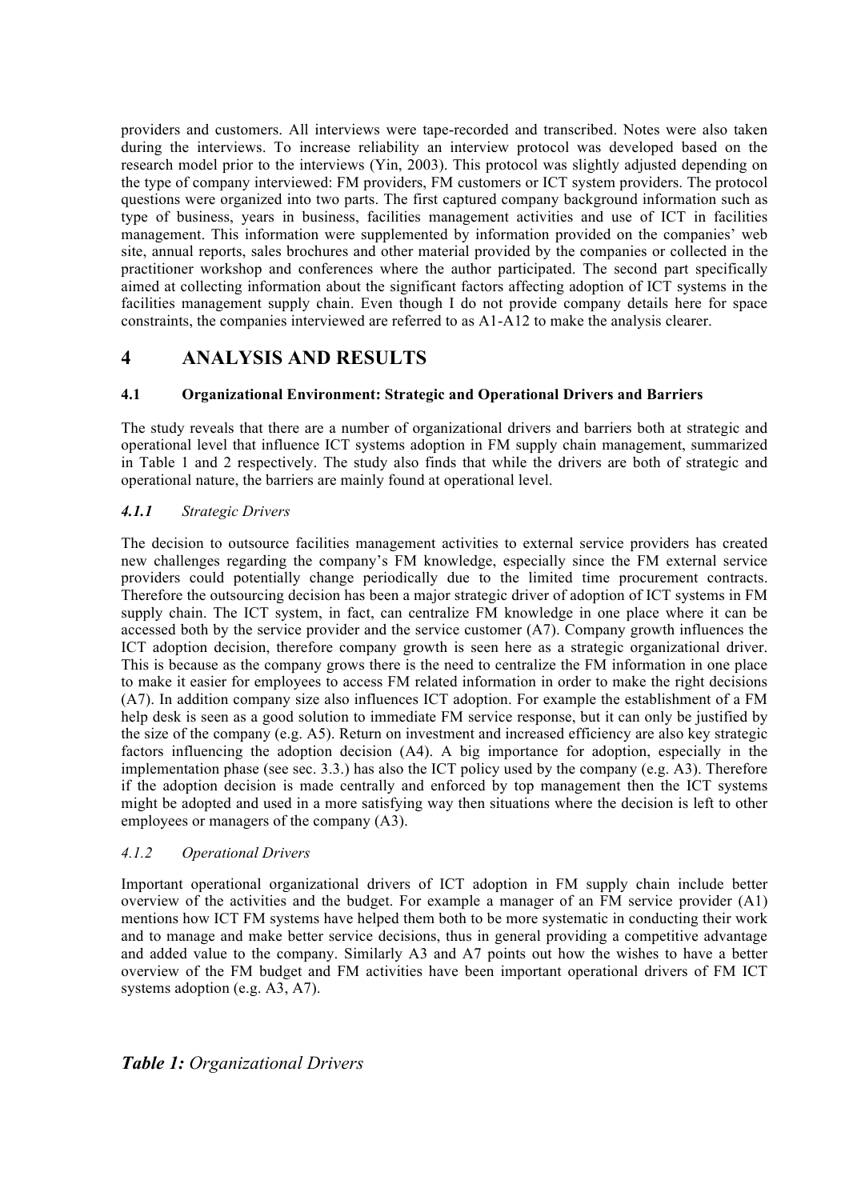providers and customers. All interviews were tape-recorded and transcribed. Notes were also taken during the interviews. To increase reliability an interview protocol was developed based on the research model prior to the interviews (Yin, 2003). This protocol was slightly adjusted depending on the type of company interviewed: FM providers, FM customers or ICT system providers. The protocol questions were organized into two parts. The first captured company background information such as type of business, years in business, facilities management activities and use of ICT in facilities management. This information were supplemented by information provided on the companies' web site, annual reports, sales brochures and other material provided by the companies or collected in the practitioner workshop and conferences where the author participated. The second part specifically aimed at collecting information about the significant factors affecting adoption of ICT systems in the facilities management supply chain. Even though I do not provide company details here for space constraints, the companies interviewed are referred to as A1-A12 to make the analysis clearer.

# 4 ANALYSIS AND RESULTS

## 4.1 Organizational Environment: Strategic and Operational Drivers and Barriers

The study reveals that there are a number of organizational drivers and barriers both at strategic and operational level that influence ICT systems adoption in FM supply chain management, summarized in Table 1 and 2 respectively. The study also finds that while the drivers are both of strategic and operational nature, the barriers are mainly found at operational level.

### *4.1.1 Strategic Drivers*

The decision to outsource facilities management activities to external service providers has created new challenges regarding the company's FM knowledge, especially since the FM external service providers could potentially change periodically due to the limited time procurement contracts. Therefore the outsourcing decision has been a major strategic driver of adoption of ICT systems in FM supply chain. The ICT system, in fact, can centralize FM knowledge in one place where it can be accessed both by the service provider and the service customer (A7). Company growth influences the ICT adoption decision, therefore company growth is seen here as a strategic organizational driver. This is because as the company grows there is the need to centralize the FM information in one place to make it easier for employees to access FM related information in order to make the right decisions (A7). In addition company size also influences ICT adoption. For example the establishment of a FM help desk is seen as a good solution to immediate FM service response, but it can only be justified by the size of the company (e.g. A5). Return on investment and increased efficiency are also key strategic factors influencing the adoption decision (A4). A big importance for adoption, especially in the implementation phase (see sec. 3.3.) has also the ICT policy used by the company (e.g. A3). Therefore if the adoption decision is made centrally and enforced by top management then the ICT systems might be adopted and used in a more satisfying way then situations where the decision is left to other employees or managers of the company (A3).

### *4.1.2 Operational Drivers*

Important operational organizational drivers of ICT adoption in FM supply chain include better overview of the activities and the budget. For example a manager of an FM service provider (A1) mentions how ICT FM systems have helped them both to be more systematic in conducting their work and to manage and make better service decisions, thus in general providing a competitive advantage and added value to the company. Similarly A3 and A7 points out how the wishes to have a better overview of the FM budget and FM activities have been important operational drivers of FM ICT systems adoption (e.g. A3, A7).

***Table 1:*** *Organizational Drivers*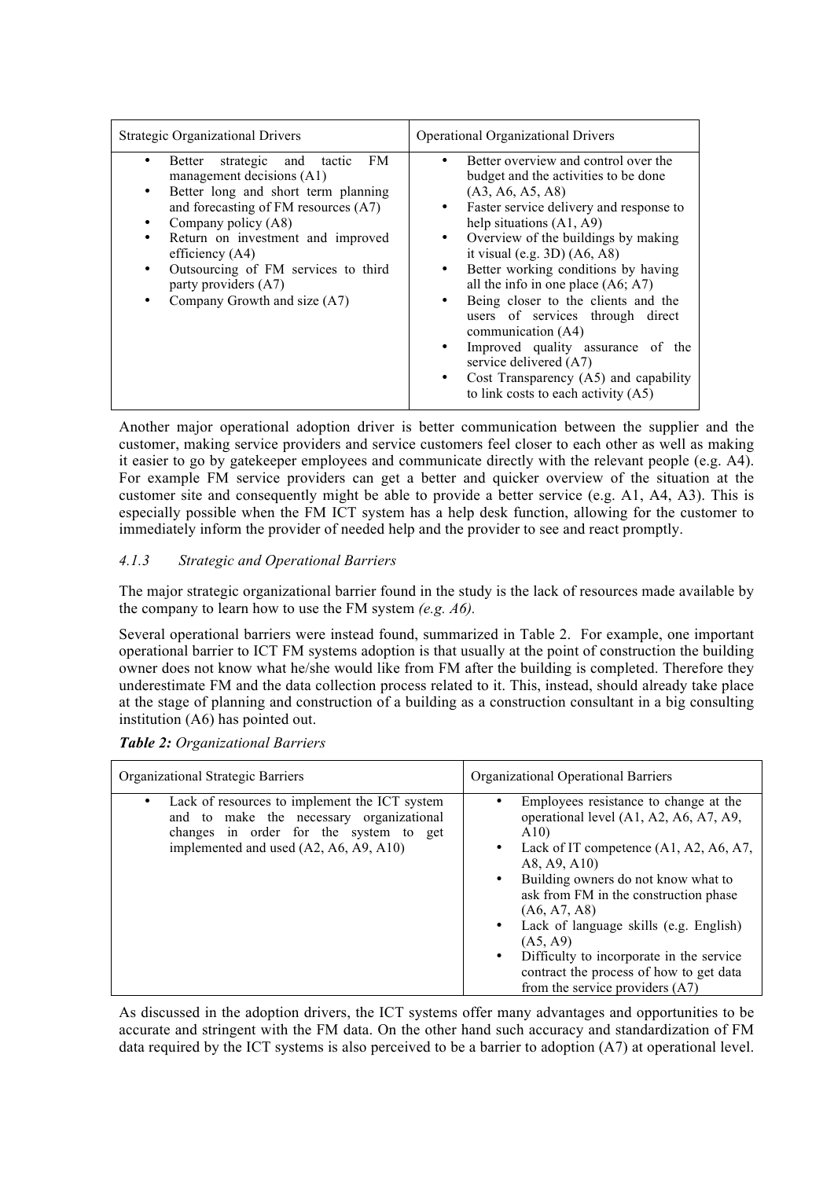| Strategic Organizational Drivers | Operational Organizational Drivers |
|---|---|
| • Better strategic and tactic FM management decisions (A1)<br>• Better long and short term planning and forecasting of FM resources (A7)<br>• Company policy (A8)<br>• Return on investment and improved efficiency (A4)<br>• Outsourcing of FM services to third party providers (A7)<br>• Company Growth and size (A7) | • Better overview and control over the budget and the activities to be done (A3, A6, A5, A8)<br>• Faster service delivery and response to help situations (A1, A9)<br>• Overview of the buildings by making it visual (e.g. 3D) (A6, A8)<br>• Better working conditions by having all the info in one place (A6; A7)<br>• Being closer to the clients and the users of services through direct communication (A4)<br>• Improved quality assurance of the service delivered (A7)<br>• Cost Transparency (A5) and capability to link costs to each activity (A5) |

Another major operational adoption driver is better communication between the supplier and the customer, making service providers and service customers feel closer to each other as well as making it easier to go by gatekeeper employees and communicate directly with the relevant people (e.g. A4). For example FM service providers can get a better and quicker overview of the situation at the customer site and consequently might be able to provide a better service (e.g. A1, A4, A3). This is especially possible when the FM ICT system has a help desk function, allowing for the customer to immediately inform the provider of needed help and the provider to see and react promptly.

#### *4.1.3 Strategic and Operational Barriers*

The major strategic organizational barrier found in the study is the lack of resources made available by the company to learn how to use the FM system *(e.g. A6).*

Several operational barriers were instead found, summarized in Table 2. For example, one important operational barrier to ICT FM systems adoption is that usually at the point of construction the building owner does not know what he/she would like from FM after the building is completed. Therefore they underestimate FM and the data collection process related to it. This, instead, should already take place at the stage of planning and construction of a building as a construction consultant in a big consulting institution (A6) has pointed out.

***Table 2:*** *Organizational Barriers*

| Organizational Strategic Barriers | Organizational Operational Barriers |
|---|---|
| • Lack of resources to implement the ICT system and to make the necessary organizational changes in order for the system to get implemented and used (A2, A6, A9, A10) | • Employees resistance to change at the operational level (A1, A2, A6, A7, A9, A10)<br>• Lack of IT competence (A1, A2, A6, A7, A8, A9, A10)<br>• Building owners do not know what to ask from FM in the construction phase (A6, A7, A8)<br>• Lack of language skills (e.g. English) (A5, A9)<br>• Difficulty to incorporate in the service contract the process of how to get data from the service providers (A7) |

As discussed in the adoption drivers, the ICT systems offer many advantages and opportunities to be accurate and stringent with the FM data. On the other hand such accuracy and standardization of FM data required by the ICT systems is also perceived to be a barrier to adoption (A7) at operational level.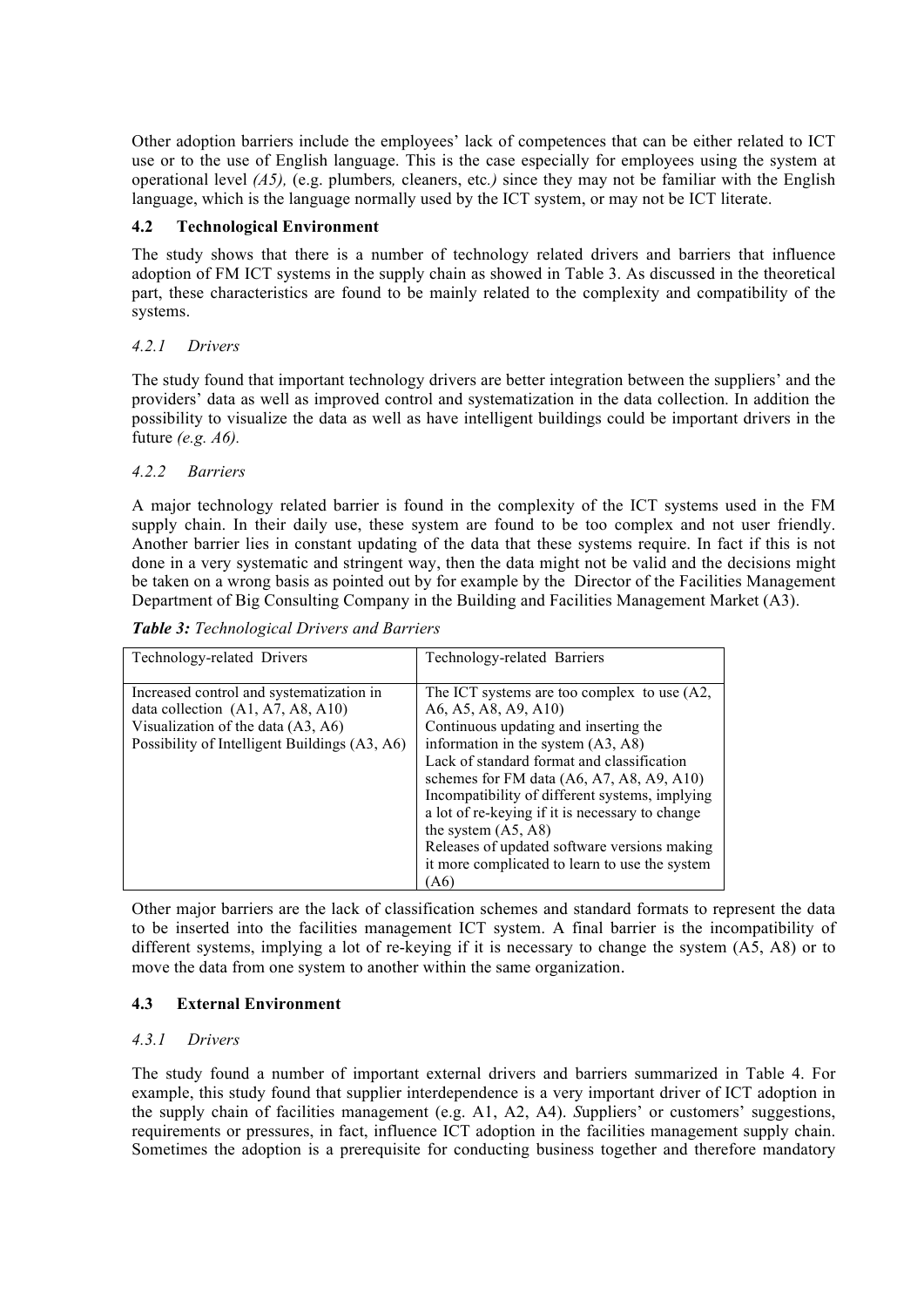Other adoption barriers include the employees' lack of competences that can be either related to ICT use or to the use of English language. This is the case especially for employees using the system at operational level *(A5),* (e.g. plumbers*,* cleaners, etc*.)* since they may not be familiar with the English language, which is the language normally used by the ICT system, or may not be ICT literate.

### 4.2 Technological Environment

The study shows that there is a number of technology related drivers and barriers that influence adoption of FM ICT systems in the supply chain as showed in Table 3. As discussed in the theoretical part, these characteristics are found to be mainly related to the complexity and compatibility of the systems.

#### *4.2.1 Drivers*

The study found that important technology drivers are better integration between the suppliers' and the providers' data as well as improved control and systematization in the data collection. In addition the possibility to visualize the data as well as have intelligent buildings could be important drivers in the future *(e.g. A6).*

#### *4.2.2 Barriers*

A major technology related barrier is found in the complexity of the ICT systems used in the FM supply chain. In their daily use, these system are found to be too complex and not user friendly. Another barrier lies in constant updating of the data that these systems require. In fact if this is not done in a very systematic and stringent way, then the data might not be valid and the decisions might be taken on a wrong basis as pointed out by for example by the Director of the Facilities Management Department of Big Consulting Company in the Building and Facilities Management Market (A3).

***Table 3:*** *Technological Drivers and Barriers*

| Technology-related Drivers | Technology-related Barriers |
|---|---|
| Increased control and systematization in data collection (A1, A7, A8, A10)<br>Visualization of the data (A3, A6)<br>Possibility of Intelligent Buildings (A3, A6) | The ICT systems are too complex to use (A2, A6, A5, A8, A9, A10)<br>Continuous updating and inserting the information in the system (A3, A8)<br>Lack of standard format and classification schemes for FM data (A6, A7, A8, A9, A10)<br>Incompatibility of different systems, implying a lot of re-keying if it is necessary to change the system (A5, A8)<br>Releases of updated software versions making it more complicated to learn to use the system (A6) |

Other major barriers are the lack of classification schemes and standard formats to represent the data to be inserted into the facilities management ICT system. A final barrier is the incompatibility of different systems, implying a lot of re-keying if it is necessary to change the system (A5, A8) or to move the data from one system to another within the same organization.

### 4.3 External Environment

#### *4.3.1 Drivers*

The study found a number of important external drivers and barriers summarized in Table 4. For example, this study found that supplier interdependence is a very important driver of ICT adoption in the supply chain of facilities management (e.g. A1, A2, A4). *S*uppliers' or customers' suggestions, requirements or pressures, in fact, influence ICT adoption in the facilities management supply chain. Sometimes the adoption is a prerequisite for conducting business together and therefore mandatory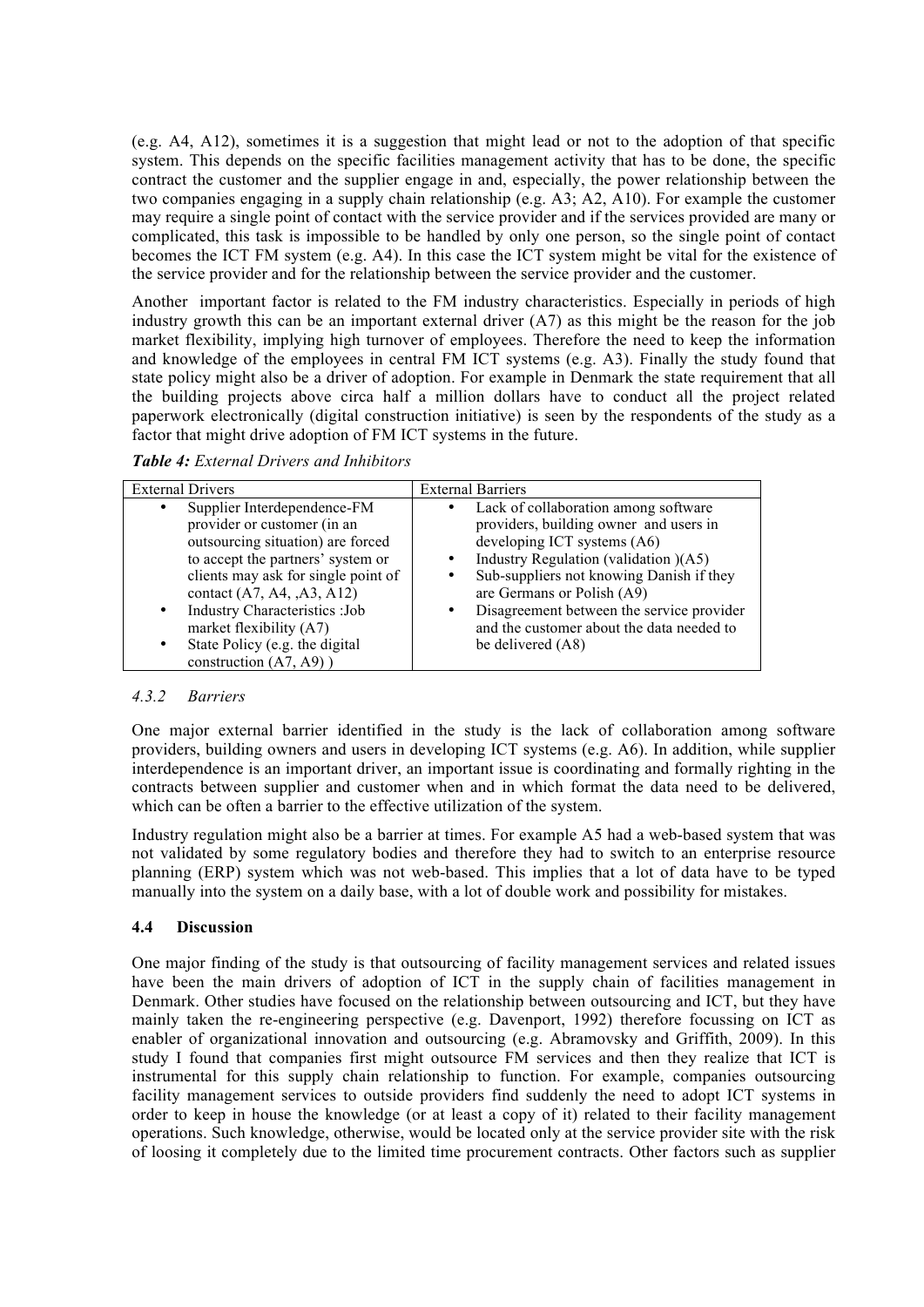(e.g. A4, A12), sometimes it is a suggestion that might lead or not to the adoption of that specific system. This depends on the specific facilities management activity that has to be done, the specific contract the customer and the supplier engage in and, especially, the power relationship between the two companies engaging in a supply chain relationship (e.g. A3; A2, A10). For example the customer may require a single point of contact with the service provider and if the services provided are many or complicated, this task is impossible to be handled by only one person, so the single point of contact becomes the ICT FM system (e.g. A4). In this case the ICT system might be vital for the existence of the service provider and for the relationship between the service provider and the customer.

Another important factor is related to the FM industry characteristics. Especially in periods of high industry growth this can be an important external driver (A7) as this might be the reason for the job market flexibility, implying high turnover of employees. Therefore the need to keep the information and knowledge of the employees in central FM ICT systems (e.g. A3). Finally the study found that state policy might also be a driver of adoption. For example in Denmark the state requirement that all the building projects above circa half a million dollars have to conduct all the project related paperwork electronically (digital construction initiative) is seen by the respondents of the study as a factor that might drive adoption of FM ICT systems in the future.

***Table 4:*** *External Drivers and Inhibitors*

| External Drivers | External Barriers |
|---|---|
| • Supplier Interdependence-FM provider or customer (in an outsourcing situation) are forced to accept the partners' system or clients may ask for single point of contact (A7, A4, ,A3, A12)<br>• Industry Characteristics :Job market flexibility (A7)<br>• State Policy (e.g. the digital construction (A7, A9) ) | • Lack of collaboration among software providers, building owner and users in developing ICT systems (A6)<br>• Industry Regulation (validation )(A5)<br>• Sub-suppliers not knowing Danish if they are Germans or Polish (A9)<br>• Disagreement between the service provider and the customer about the data needed to be delivered (A8) |

### *4.3.2 Barriers*

One major external barrier identified in the study is the lack of collaboration among software providers, building owners and users in developing ICT systems (e.g. A6). In addition, while supplier interdependence is an important driver, an important issue is coordinating and formally righting in the contracts between supplier and customer when and in which format the data need to be delivered, which can be often a barrier to the effective utilization of the system.

Industry regulation might also be a barrier at times. For example A5 had a web-based system that was not validated by some regulatory bodies and therefore they had to switch to an enterprise resource planning (ERP) system which was not web-based. This implies that a lot of data have to be typed manually into the system on a daily base, with a lot of double work and possibility for mistakes.

### 4.4 Discussion

One major finding of the study is that outsourcing of facility management services and related issues have been the main drivers of adoption of ICT in the supply chain of facilities management in Denmark. Other studies have focused on the relationship between outsourcing and ICT, but they have mainly taken the re-engineering perspective (e.g. Davenport, 1992) therefore focussing on ICT as enabler of organizational innovation and outsourcing (e.g. Abramovsky and Griffith, 2009). In this study I found that companies first might outsource FM services and then they realize that ICT is instrumental for this supply chain relationship to function. For example, companies outsourcing facility management services to outside providers find suddenly the need to adopt ICT systems in order to keep in house the knowledge (or at least a copy of it) related to their facility management operations. Such knowledge, otherwise, would be located only at the service provider site with the risk of loosing it completely due to the limited time procurement contracts. Other factors such as supplier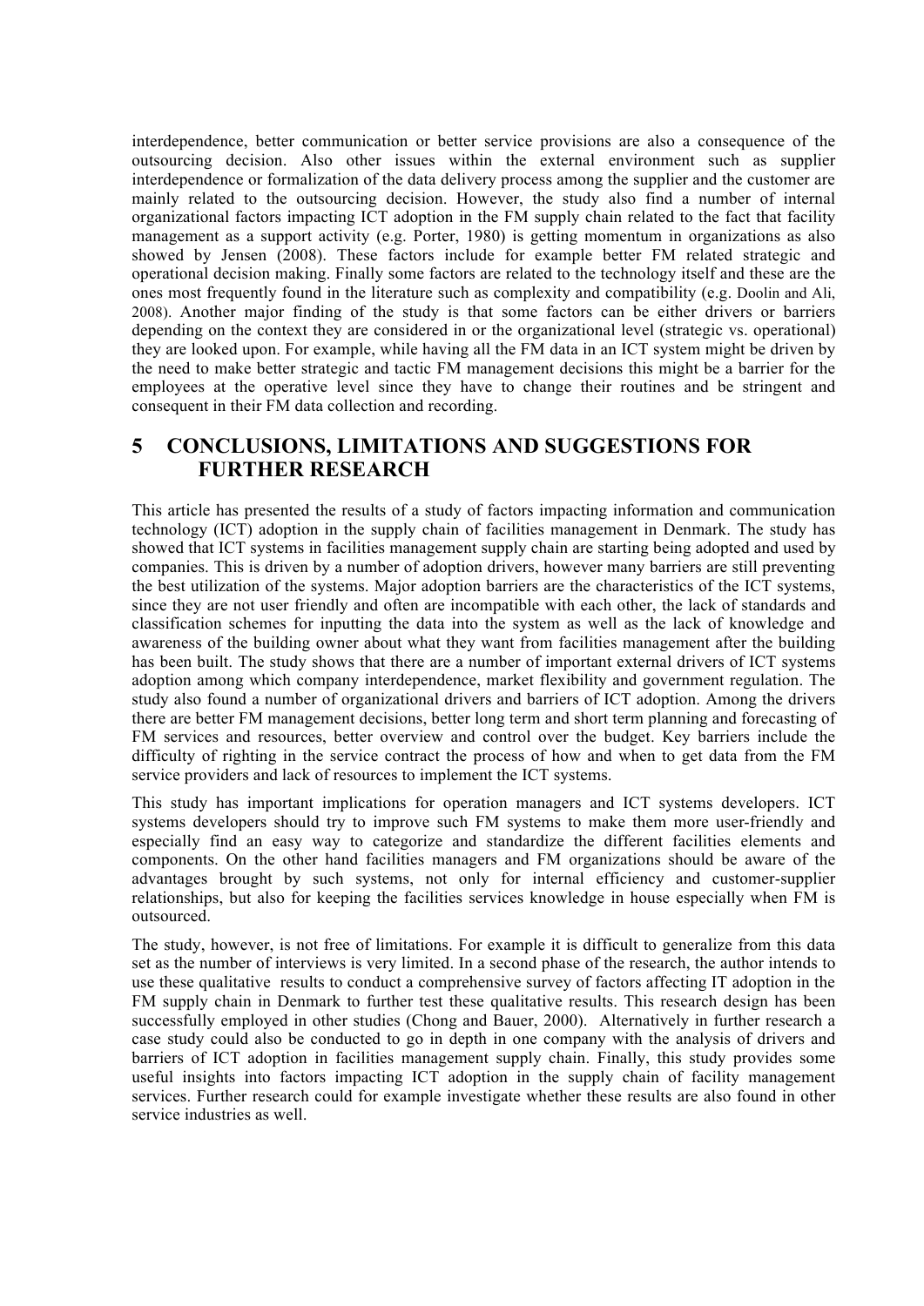interdependence, better communication or better service provisions are also a consequence of the outsourcing decision. Also other issues within the external environment such as supplier interdependence or formalization of the data delivery process among the supplier and the customer are mainly related to the outsourcing decision. However, the study also find a number of internal organizational factors impacting ICT adoption in the FM supply chain related to the fact that facility management as a support activity (e.g. Porter, 1980) is getting momentum in organizations as also showed by Jensen (2008). These factors include for example better FM related strategic and operational decision making. Finally some factors are related to the technology itself and these are the ones most frequently found in the literature such as complexity and compatibility (e.g. Doolin and Ali, 2008). Another major finding of the study is that some factors can be either drivers or barriers depending on the context they are considered in or the organizational level (strategic vs. operational) they are looked upon. For example, while having all the FM data in an ICT system might be driven by the need to make better strategic and tactic FM management decisions this might be a barrier for the employees at the operative level since they have to change their routines and be stringent and consequent in their FM data collection and recording.

## 5 CONCLUSIONS, LIMITATIONS AND SUGGESTIONS FOR FURTHER RESEARCH

This article has presented the results of a study of factors impacting information and communication technology (ICT) adoption in the supply chain of facilities management in Denmark. The study has showed that ICT systems in facilities management supply chain are starting being adopted and used by companies. This is driven by a number of adoption drivers, however many barriers are still preventing the best utilization of the systems. Major adoption barriers are the characteristics of the ICT systems, since they are not user friendly and often are incompatible with each other, the lack of standards and classification schemes for inputting the data into the system as well as the lack of knowledge and awareness of the building owner about what they want from facilities management after the building has been built. The study shows that there are a number of important external drivers of ICT systems adoption among which company interdependence, market flexibility and government regulation. The study also found a number of organizational drivers and barriers of ICT adoption. Among the drivers there are better FM management decisions, better long term and short term planning and forecasting of FM services and resources, better overview and control over the budget. Key barriers include the difficulty of righting in the service contract the process of how and when to get data from the FM service providers and lack of resources to implement the ICT systems.

This study has important implications for operation managers and ICT systems developers. ICT systems developers should try to improve such FM systems to make them more user-friendly and especially find an easy way to categorize and standardize the different facilities elements and components. On the other hand facilities managers and FM organizations should be aware of the advantages brought by such systems, not only for internal efficiency and customer-supplier relationships, but also for keeping the facilities services knowledge in house especially when FM is outsourced.

The study, however, is not free of limitations. For example it is difficult to generalize from this data set as the number of interviews is very limited. In a second phase of the research, the author intends to use these qualitative results to conduct a comprehensive survey of factors affecting IT adoption in the FM supply chain in Denmark to further test these qualitative results. This research design has been successfully employed in other studies (Chong and Bauer, 2000). Alternatively in further research a case study could also be conducted to go in depth in one company with the analysis of drivers and barriers of ICT adoption in facilities management supply chain. Finally, this study provides some useful insights into factors impacting ICT adoption in the supply chain of facility management services. Further research could for example investigate whether these results are also found in other service industries as well.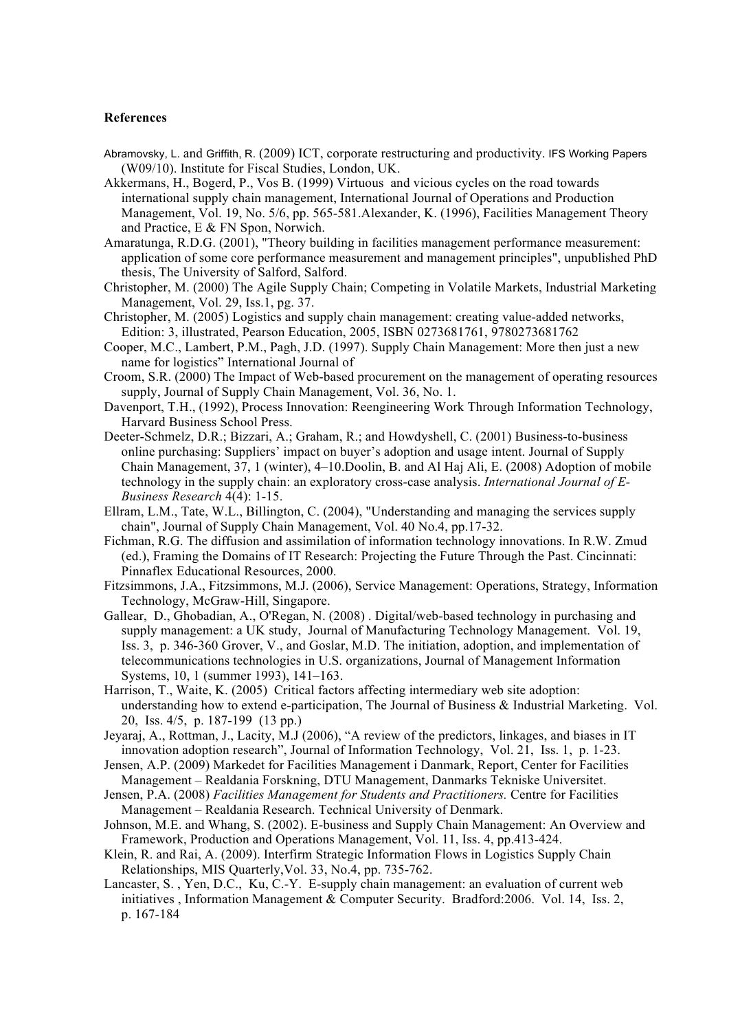**References**

Abramovsky, L. and Griffith, R. (2009) ICT, corporate restructuring and productivity. IFS Working Papers (W09/10). Institute for Fiscal Studies, London, UK.

Akkermans, H., Bogerd, P., Vos B. (1999) Virtuous and vicious cycles on the road towards international supply chain management, International Journal of Operations and Production Management, Vol. 19, No. 5/6, pp. 565-581.Alexander, K. (1996), Facilities Management Theory and Practice, E & FN Spon, Norwich.

Amaratunga, R.D.G. (2001), "Theory building in facilities management performance measurement: application of some core performance measurement and management principles", unpublished PhD thesis, The University of Salford, Salford.

Christopher, M. (2000) The Agile Supply Chain; Competing in Volatile Markets, Industrial Marketing Management, Vol. 29, Iss.1, pg. 37.

Christopher, M. (2005) Logistics and supply chain management: creating value-added networks, Edition: 3, illustrated, Pearson Education, 2005, ISBN 0273681761, 9780273681762

Cooper, M.C., Lambert, P.M., Pagh, J.D. (1997). Supply Chain Management: More then just a new name for logistics" International Journal of

Croom, S.R. (2000) The Impact of Web-based procurement on the management of operating resources supply, Journal of Supply Chain Management, Vol. 36, No. 1.

Davenport, T.H., (1992), Process Innovation: Reengineering Work Through Information Technology, Harvard Business School Press.

Deeter-Schmelz, D.R.; Bizzari, A.; Graham, R.; and Howdyshell, C. (2001) Business-to-business online purchasing: Suppliers' impact on buyer's adoption and usage intent. Journal of Supply Chain Management, 37, 1 (winter), 4–10.Doolin, B. and Al Haj Ali, E. (2008) Adoption of mobile technology in the supply chain: an exploratory cross-case analysis. *International Journal of E-Business Research* 4(4): 1-15.

Ellram, L.M., Tate, W.L., Billington, C. (2004), "Understanding and managing the services supply chain", Journal of Supply Chain Management, Vol. 40 No.4, pp.17-32.

Fichman, R.G. The diffusion and assimilation of information technology innovations. In R.W. Zmud (ed.), Framing the Domains of IT Research: Projecting the Future Through the Past. Cincinnati: Pinnaflex Educational Resources, 2000.

Fitzsimmons, J.A., Fitzsimmons, M.J. (2006), Service Management: Operations, Strategy, Information Technology, McGraw-Hill, Singapore.

Gallear, D., Ghobadian, A., O'Regan, N. (2008) . Digital/web-based technology in purchasing and supply management: a UK study, Journal of Manufacturing Technology Management. Vol. 19, Iss. 3, p. 346-360 Grover, V., and Goslar, M.D. The initiation, adoption, and implementation of telecommunications technologies in U.S. organizations, Journal of Management Information Systems, 10, 1 (summer 1993), 141–163.

Harrison, T., Waite, K. (2005) Critical factors affecting intermediary web site adoption: understanding how to extend e-participation, The Journal of Business & Industrial Marketing. Vol. 20, Iss. 4/5, p. 187-199 (13 pp.)

Jeyaraj, A., Rottman, J., Lacity, M.J (2006), "A review of the predictors, linkages, and biases in IT innovation adoption research", Journal of Information Technology, Vol. 21, Iss. 1, p. 1-23.

Jensen, A.P. (2009) Markedet for Facilities Management i Danmark, Report, Center for Facilities Management – Realdania Forskning, DTU Management, Danmarks Tekniske Universitet.

Jensen, P.A. (2008) *Facilities Management for Students and Practitioners.* Centre for Facilities Management – Realdania Research. Technical University of Denmark.

Johnson, M.E. and Whang, S. (2002). E-business and Supply Chain Management: An Overview and Framework, Production and Operations Management, Vol. 11, Iss. 4, pp.413-424.

Klein, R. and Rai, A. (2009). Interfirm Strategic Information Flows in Logistics Supply Chain Relationships, MIS Quarterly,Vol. 33, No.4, pp. 735-762.

Lancaster, S. , Yen, D.C., Ku, C.-Y. E-supply chain management: an evaluation of current web initiatives , Information Management & Computer Security. Bradford:2006. Vol. 14, Iss. 2, p. 167-184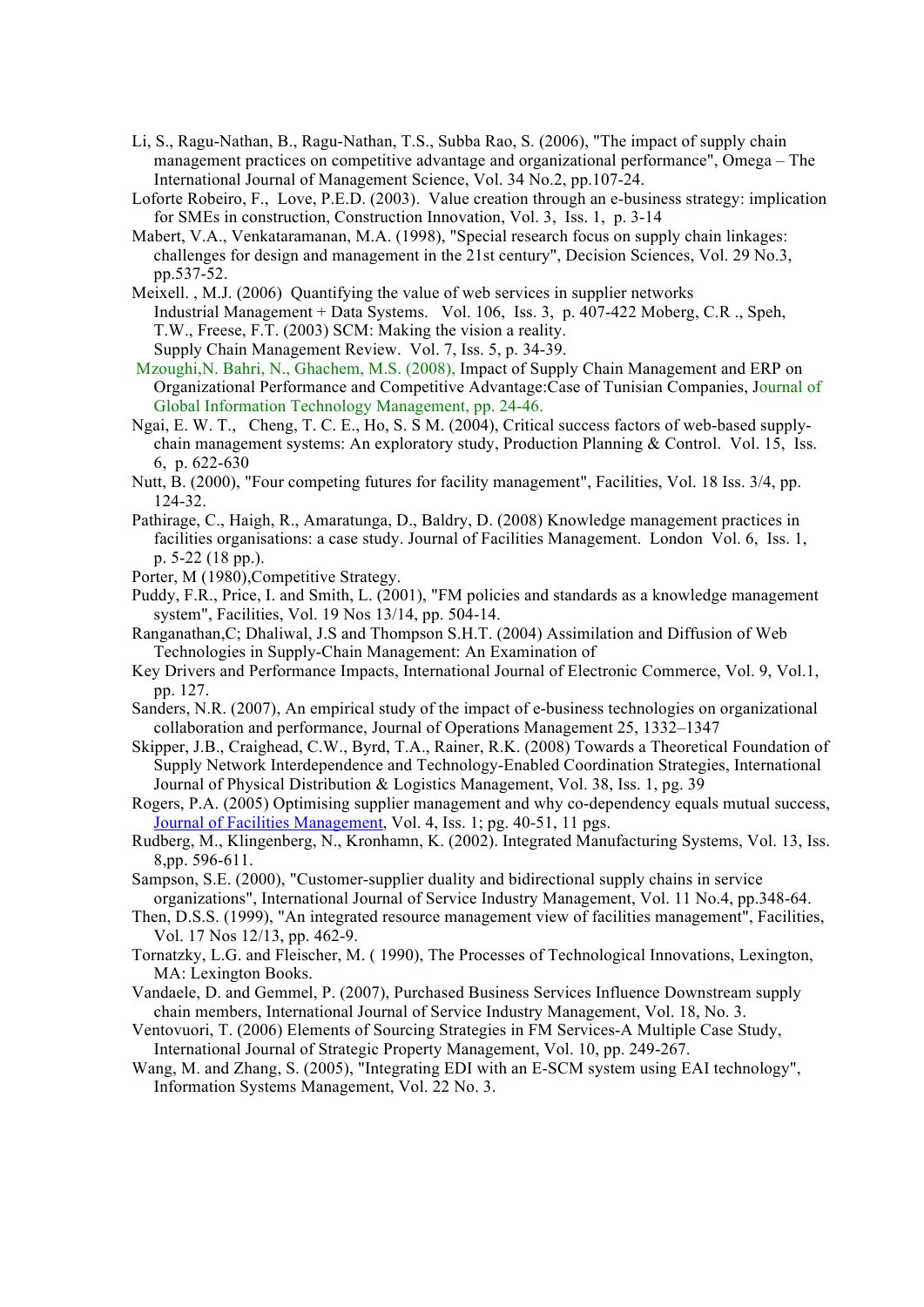Li, S., Ragu-Nathan, B., Ragu-Nathan, T.S., Subba Rao, S. (2006), "The impact of supply chain management practices on competitive advantage and organizational performance", Omega – The International Journal of Management Science, Vol. 34 No.2, pp.107-24.

Loforte Robeiro, F., Love, P.E.D. (2003). Value creation through an e-business strategy: implication for SMEs in construction, Construction Innovation, Vol. 3, Iss. 1, p. 3-14

Mabert, V.A., Venkataramanan, M.A. (1998), "Special research focus on supply chain linkages: challenges for design and management in the 21st century", Decision Sciences, Vol. 29 No.3, pp.537-52.

Meixell. , M.J. (2006) Quantifying the value of web services in supplier networks Industrial Management + Data Systems. Vol. 106, Iss. 3, p. 407-422 Moberg, C.R ., Speh, T.W., Freese, F.T. (2003) SCM: Making the vision a reality. Supply Chain Management Review. Vol. 7, Iss. 5, p. 34-39.

Mzoughi,N. Bahri, N., Ghachem, M.S. (2008), Impact of Supply Chain Management and ERP on Organizational Performance and Competitive Advantage:Case of Tunisian Companies, Journal of Global Information Technology Management, pp. 24-46.

Ngai, E. W. T., Cheng, T. C. E., Ho, S. S M. (2004), Critical success factors of web-based supply-chain management systems: An exploratory study, Production Planning & Control. Vol. 15, Iss. 6, p. 622-630

Nutt, B. (2000), "Four competing futures for facility management", Facilities, Vol. 18 Iss. 3/4, pp. 124-32.

Pathirage, C., Haigh, R., Amaratunga, D., Baldry, D. (2008) Knowledge management practices in facilities organisations: a case study. Journal of Facilities Management. London Vol. 6, Iss. 1, p. 5-22 (18 pp.).

Porter, M (1980),Competitive Strategy.

Puddy, F.R., Price, I. and Smith, L. (2001), "FM policies and standards as a knowledge management system", Facilities, Vol. 19 Nos 13/14, pp. 504-14.

Ranganathan,C; Dhaliwal, J.S and Thompson S.H.T. (2004) Assimilation and Diffusion of Web Technologies in Supply-Chain Management: An Examination of Key Drivers and Performance Impacts, International Journal of Electronic Commerce, Vol. 9, Vol.1, pp. 127.

Sanders, N.R. (2007), An empirical study of the impact of e-business technologies on organizational collaboration and performance, Journal of Operations Management 25, 1332–1347

Skipper, J.B., Craighead, C.W., Byrd, T.A., Rainer, R.K. (2008) Towards a Theoretical Foundation of Supply Network Interdependence and Technology-Enabled Coordination Strategies, International Journal of Physical Distribution & Logistics Management, Vol. 38, Iss. 1, pg. 39

Rogers, P.A. (2005) Optimising supplier management and why co-dependency equals mutual success, Journal of Facilities Management, Vol. 4, Iss. 1; pg. 40-51, 11 pgs.

Rudberg, M., Klingenberg, N., Kronhamn, K. (2002). Integrated Manufacturing Systems, Vol. 13, Iss. 8,pp. 596-611.

Sampson, S.E. (2000), "Customer-supplier duality and bidirectional supply chains in service organizations", International Journal of Service Industry Management, Vol. 11 No.4, pp.348-64.

Then, D.S.S. (1999), "An integrated resource management view of facilities management", Facilities, Vol. 17 Nos 12/13, pp. 462-9.

Tornatzky, L.G. and Fleischer, M. ( 1990), The Processes of Technological Innovations, Lexington, MA: Lexington Books.

Vandaele, D. and Gemmel, P. (2007), Purchased Business Services Influence Downstream supply chain members, International Journal of Service Industry Management, Vol. 18, No. 3.

Ventovuori, T. (2006) Elements of Sourcing Strategies in FM Services-A Multiple Case Study, International Journal of Strategic Property Management, Vol. 10, pp. 249-267.

Wang, M. and Zhang, S. (2005), "Integrating EDI with an E-SCM system using EAI technology", Information Systems Management, Vol. 22 No. 3.